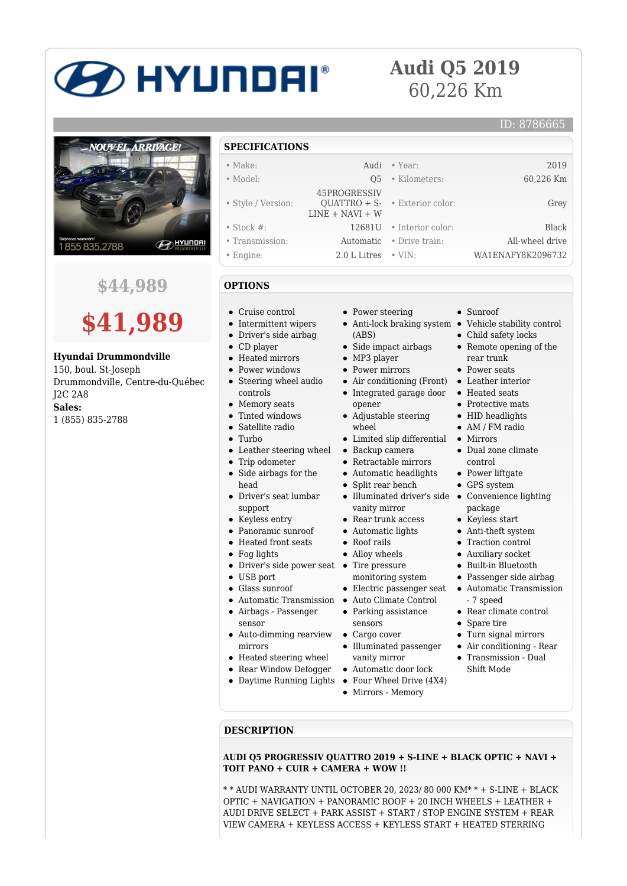# Audi Q5 2019

60,226 Km

ID: 8786665

~~$44,989~~

**$41,989**

**Hyundai Drummondville**
150, boul. St-Joseph
Drummondville, Centre-du-Québec
J2C 2A8
**Sales:**
1 (855) 835-2788

## SPECIFICATIONS

| | | | |
|---|---|---|---|
| Make: | Audi | Year: | 2019 |
| Model: | Q5 | Kilometers: | 60,226 Km |
| Style / Version: | 45PROGRESSIV QUATTRO + S-LINE + NAVI + W | Exterior color: | Grey |
| Stock #: | 12681U | Interior color: | Black |
| Transmission: | Automatic | Drive train: | All-wheel drive |
| Engine: | 2.0 L Litres | VIN: | WA1ENAFY8K2096732 |

## OPTIONS

- Cruise control
- Intermittent wipers
- Driver's side airbag
- CD player
- Heated mirrors
- Power windows
- Steering wheel audio controls
- Memory seats
- Tinted windows
- Satellite radio
- Turbo
- Leather steering wheel
- Trip odometer
- Side airbags for the head
- Driver's seat lumbar support
- Keyless entry
- Panoramic sunroof
- Heated front seats
- Fog lights
- Driver's side power seat
- USB port
- Glass sunroof
- Automatic Transmission
- Airbags - Passenger sensor
- Auto-dimming rearview mirrors
- Heated steering wheel
- Rear Window Defogger
- Daytime Running Lights
- Power steering
- Anti-lock braking system (ABS)
- Side impact airbags
- MP3 player
- Power mirrors
- Air conditioning (Front)
- Integrated garage door opener
- Adjustable steering wheel
- Limited slip differential
- Backup camera
- Retractable mirrors
- Automatic headlights
- Split rear bench
- Illuminated driver's side vanity mirror
- Rear trunk access
- Automatic lights
- Roof rails
- Alloy wheels
- Tire pressure monitoring system
- Electric passenger seat
- Auto Climate Control
- Parking assistance sensors
- Cargo cover
- Illuminated passenger vanity mirror
- Automatic door lock
- Four Wheel Drive (4X4)
- Mirrors - Memory
- Sunroof
- Vehicle stability control
- Child safety locks
- Remote opening of the rear trunk
- Power seats
- Leather interior
- Heated seats
- Protective mats
- HID headlights
- AM / FM radio
- Mirrors
- Dual zone climate control
- Power liftgate
- GPS system
- Convenience lighting package
- Keyless start
- Anti-theft system
- Traction control
- Auxiliary socket
- Built-in Bluetooth
- Passenger side airbag
- Automatic Transmission - 7 speed
- Rear climate control
- Spare tire
- Turn signal mirrors
- Air conditioning - Rear
- Transmission - Dual Shift Mode

## DESCRIPTION

**AUDI Q5 PROGRESSIV QUATTRO 2019 + S-LINE + BLACK OPTIC + NAVI + TOIT PANO + CUIR + CAMERA + WOW !!**

* * AUDI WARRANTY UNTIL OCTOBER 20, 2023/ 80 000 KM* * + S-LINE + BLACK OPTIC + NAVIGATION + PANORAMIC ROOF + 20 INCH WHEELS + LEATHER + AUDI DRIVE SELECT + PARK ASSIST + START / STOP ENGINE SYSTEM + REAR VIEW CAMERA + KEYLESS ACCESS + KEYLESS START + HEATED STERRING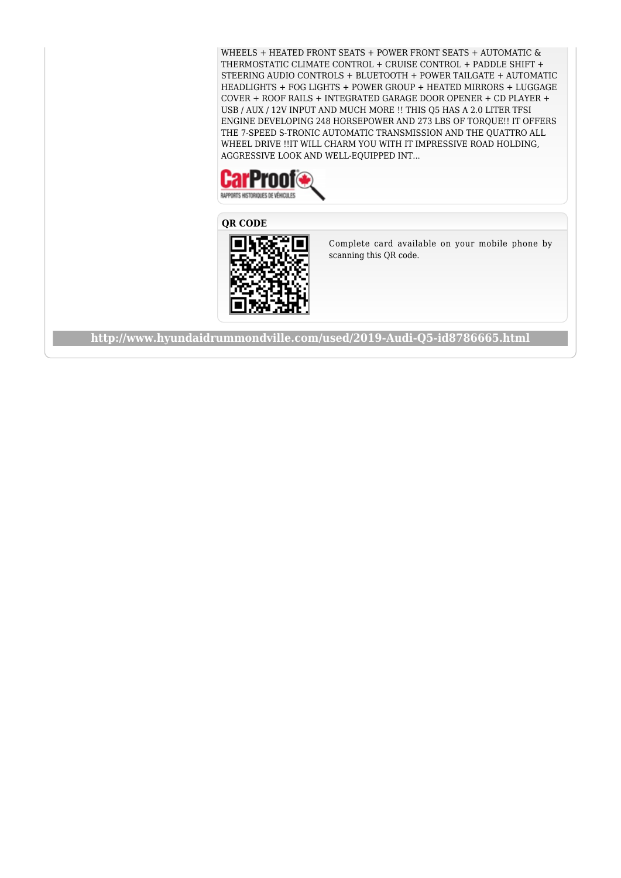WHEELS + HEATED FRONT SEATS + POWER FRONT SEATS + AUTOMATIC & THERMOSTATIC CLIMATE CONTROL + CRUISE CONTROL + PADDLE SHIFT + STEERING AUDIO CONTROLS + BLUETOOTH + POWER TAILGATE + AUTOMATIC HEADLIGHTS + FOG LIGHTS + POWER GROUP + HEATED MIRRORS + LUGGAGE COVER + ROOF RAILS + INTEGRATED GARAGE DOOR OPENER + CD PLAYER + USB / AUX / 12V INPUT AND MUCH MORE !! THIS Q5 HAS A 2.0 LITER TFSI ENGINE DEVELOPING 248 HORSEPOWER AND 273 LBS OF TORQUE!! IT OFFERS THE 7-SPEED S-TRONIC AUTOMATIC TRANSMISSION AND THE QUATTRO ALL WHEEL DRIVE !!IT WILL CHARM YOU WITH IT IMPRESSIVE ROAD HOLDING, AGGRESSIVE LOOK AND WELL-EQUIPPED INT...

CarProof
RAPPORTS HISTORIQUES DE VÉHICULES

## QR CODE

Complete card available on your mobile phone by scanning this QR code.

**http://www.hyundaidrummondville.com/used/2019-Audi-Q5-id8786665.html**